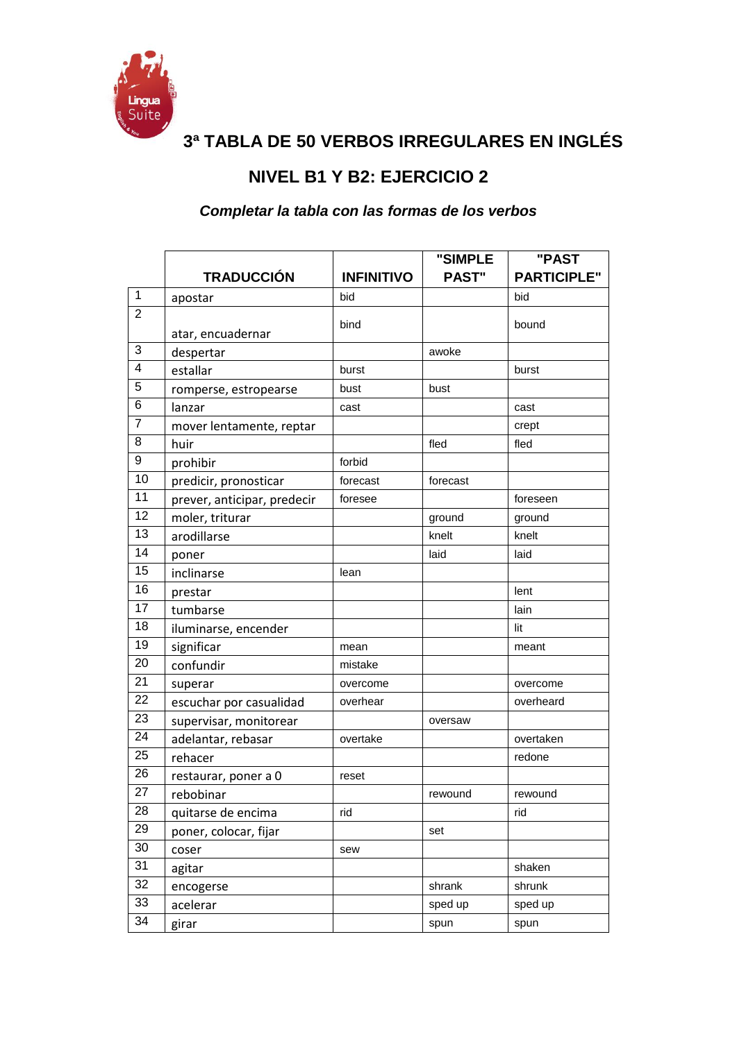# 3ª TABLA DE 50 VERBOS IRREGULARES EN INGLÉS

## NIVEL B1 Y B2: EJERCICIO 2

### *Completar la tabla con las formas de los verbos*

| | TRADUCCIÓN | INFINITIVO | "SIMPLE PAST" | "PAST PARTICIPLE" |
|---|---|---|---|---|
| 1 | apostar | bid | | bid |
| 2 | atar, encuadernar | bind | | bound |
| 3 | despertar | | awoke | |
| 4 | estallar | burst | | burst |
| 5 | romperse, estropearse | bust | bust | |
| 6 | lanzar | cast | | cast |
| 7 | mover lentamente, reptar | | | crept |
| 8 | huir | | fled | fled |
| 9 | prohibir | forbid | | |
| 10 | predicir, pronosticar | forecast | forecast | |
| 11 | prever, anticipar, predecir | foresee | | foreseen |
| 12 | moler, triturar | | ground | ground |
| 13 | arodillarse | | knelt | knelt |
| 14 | poner | | laid | laid |
| 15 | inclinarse | lean | | |
| 16 | prestar | | | lent |
| 17 | tumbarse | | | lain |
| 18 | iluminarse, encender | | | lit |
| 19 | significar | mean | | meant |
| 20 | confundir | mistake | | |
| 21 | superar | overcome | | overcome |
| 22 | escuchar por casualidad | overhear | | overheard |
| 23 | supervisar, monitorear | | oversaw | |
| 24 | adelantar, rebasar | overtake | | overtaken |
| 25 | rehacer | | | redone |
| 26 | restaurar, poner a 0 | reset | | |
| 27 | rebobinar | | rewound | rewound |
| 28 | quitarse de encima | rid | | rid |
| 29 | poner, colocar, fijar | | set | |
| 30 | coser | sew | | |
| 31 | agitar | | | shaken |
| 32 | encogerse | | shrank | shrunk |
| 33 | acelerar | | sped up | sped up |
| 34 | girar | | spun | spun |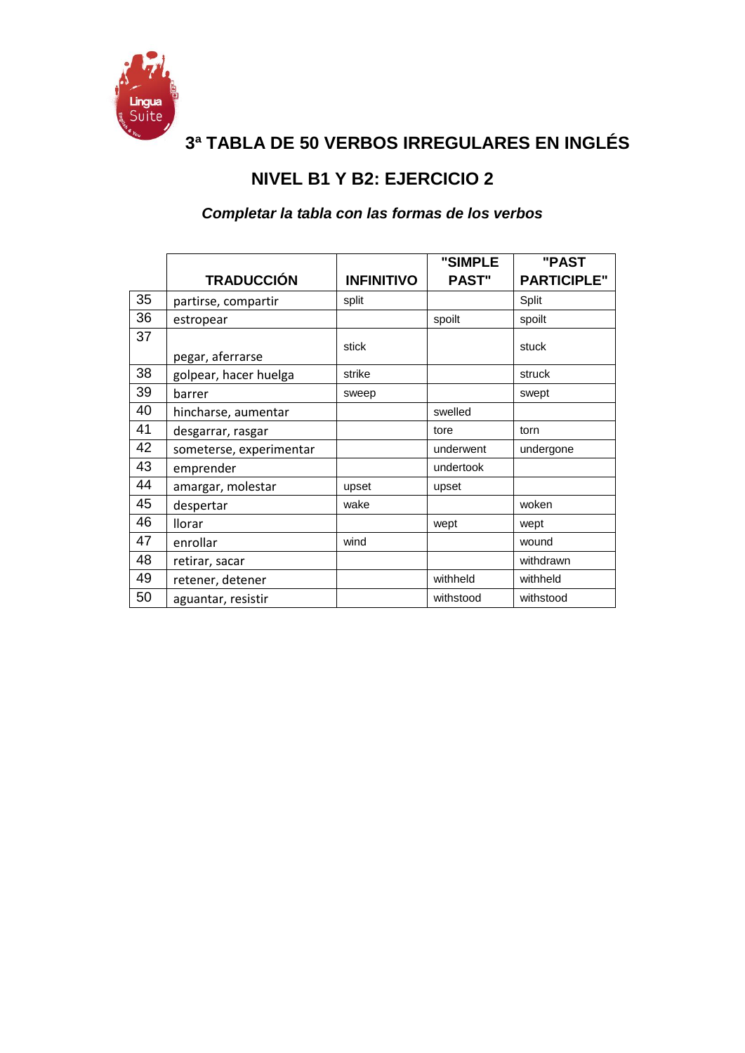## 3ª TABLA DE 50 VERBOS IRREGULARES EN INGLÉS

## NIVEL B1 Y B2: EJERCICIO 2

***Completar la tabla con las formas de los verbos***

| | TRADUCCIÓN | INFINITIVO | "SIMPLE PAST" | "PAST PARTICIPLE" |
|---|---|---|---|---|
| 35 | partirse, compartir | split | | Split |
| 36 | estropear | | spoilt | spoilt |
| 37 | pegar, aferrarse | stick | | stuck |
| 38 | golpear, hacer huelga | strike | | struck |
| 39 | barrer | sweep | | swept |
| 40 | hincharse, aumentar | | swelled | |
| 41 | desgarrar, rasgar | | tore | torn |
| 42 | someterse, experimentar | | underwent | undergone |
| 43 | emprender | | undertook | |
| 44 | amargar, molestar | upset | upset | |
| 45 | despertar | wake | | woken |
| 46 | llorar | | wept | wept |
| 47 | enrollar | wind | | wound |
| 48 | retirar, sacar | | | withdrawn |
| 49 | retener, detener | | withheld | withheld |
| 50 | aguantar, resistir | | withstood | withstood |